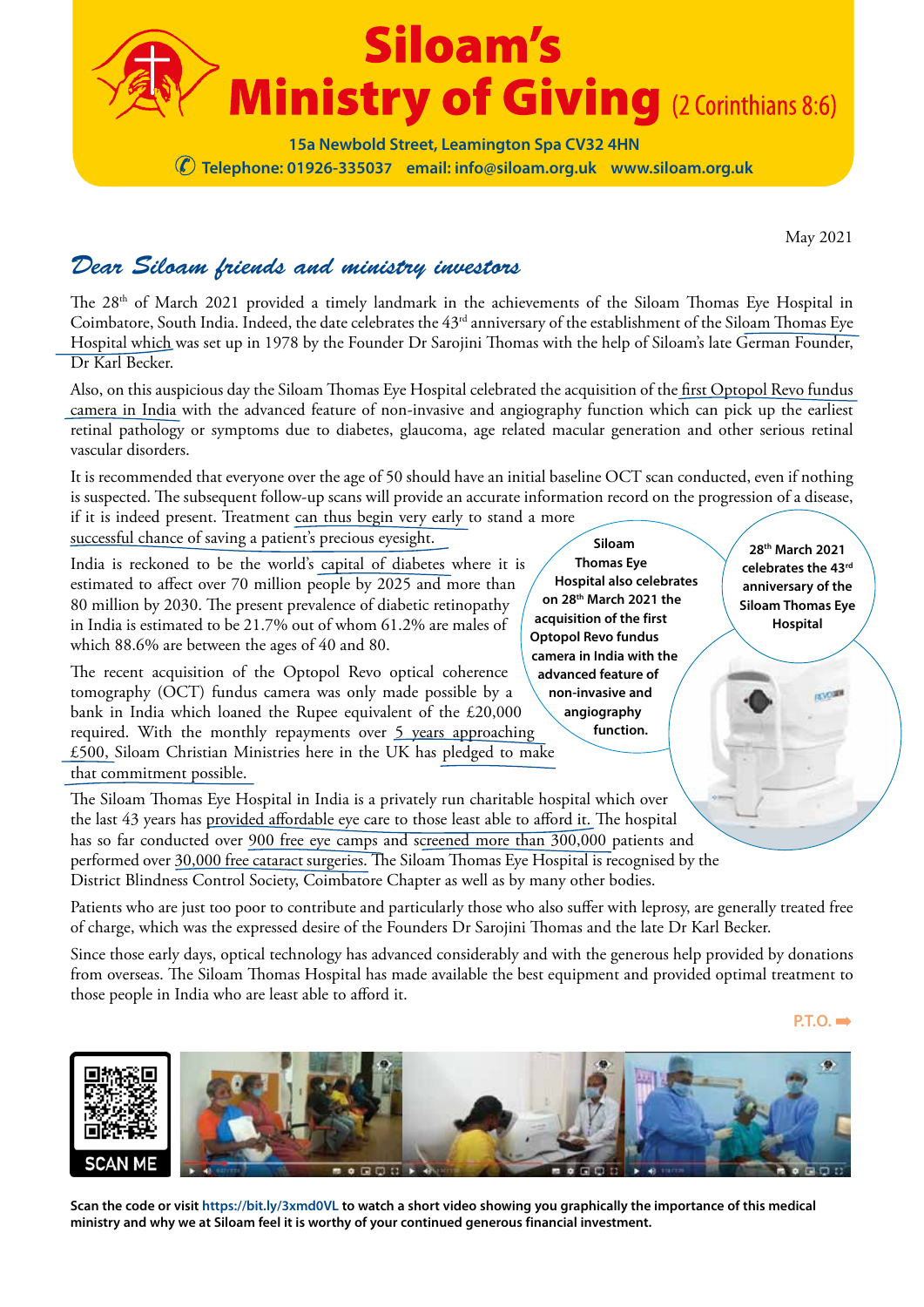# Siloam's Ministry of Giving (2 Corinthians 8:6)

**15a Newbold Street, Leamington Spa CV32 4HN**
**Telephone: 01926-335037 email: info@siloam.org.uk www.siloam.org.uk**

May 2021

## *Dear Siloam friends and ministry investors*

The 28th of March 2021 provided a timely landmark in the achievements of the Siloam Thomas Eye Hospital in Coimbatore, South India. Indeed, the date celebrates the 43rd anniversary of the establishment of the Siloam Thomas Eye Hospital which was set up in 1978 by the Founder Dr Sarojini Thomas with the help of Siloam's late German Founder, Dr Karl Becker.

Also, on this auspicious day the Siloam Thomas Eye Hospital celebrated the acquisition of the first Optopol Revo fundus camera in India with the advanced feature of non-invasive and angiography function which can pick up the earliest retinal pathology or symptoms due to diabetes, glaucoma, age related macular generation and other serious retinal vascular disorders.

It is recommended that everyone over the age of 50 should have an initial baseline OCT scan conducted, even if nothing is suspected. The subsequent follow-up scans will provide an accurate information record on the progression of a disease, if it is indeed present. Treatment can thus begin very early to stand a more successful chance of saving a patient's precious eyesight.

India is reckoned to be the world's capital of diabetes where it is estimated to affect over 70 million people by 2025 and more than 80 million by 2030. The present prevalence of diabetic retinopathy in India is estimated to be 21.7% out of whom 61.2% are males of which 88.6% are between the ages of 40 and 80.

The recent acquisition of the Optopol Revo optical coherence tomography (OCT) fundus camera was only made possible by a bank in India which loaned the Rupee equivalent of the £20,000 required. With the monthly repayments over 5 years approaching £500, Siloam Christian Ministries here in the UK has pledged to make that commitment possible.

**Siloam Thomas Eye Hospital also celebrates on 28th March 2021 the acquisition of the first Optopol Revo fundus camera in India with the advanced feature of non-invasive and angiography function.**

**28th March 2021 celebrates the 43rd anniversary of the Siloam Thomas Eye Hospital**

The Siloam Thomas Eye Hospital in India is a privately run charitable hospital which over the last 43 years has provided affordable eye care to those least able to afford it. The hospital has so far conducted over 900 free eye camps and screened more than 300,000 patients and performed over 30,000 free cataract surgeries. The Siloam Thomas Eye Hospital is recognised by the District Blindness Control Society, Coimbatore Chapter as well as by many other bodies.

Patients who are just too poor to contribute and particularly those who also suffer with leprosy, are generally treated free of charge, which was the expressed desire of the Founders Dr Sarojini Thomas and the late Dr Karl Becker.

Since those early days, optical technology has advanced considerably and with the generous help provided by donations from overseas. The Siloam Thomas Hospital has made available the best equipment and provided optimal treatment to those people in India who are least able to afford it.

P.T.O. ➡

SCAN ME

**Scan the code or visit https://bit.ly/3xmd0VL to watch a short video showing you graphically the importance of this medical ministry and why we at Siloam feel it is worthy of your continued generous financial investment.**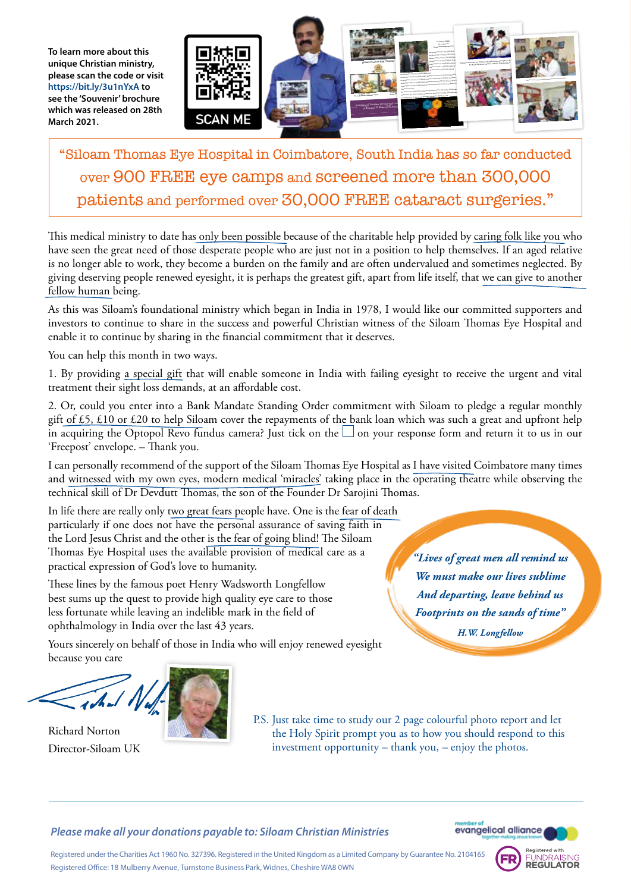To learn more about this unique Christian ministry, please scan the code or visit **https://bit.ly/3u1nYxA** to see the 'Souvenir' brochure which was released on 28th March 2021.

SCAN ME

> "Siloam Thomas Eye Hospital in Coimbatore, South India has so far conducted over 900 FREE eye camps and screened more than 300,000 patients and performed over 30,000 FREE cataract surgeries."

This medical ministry to date has only been possible because of the charitable help provided by caring folk like you who have seen the great need of those desperate people who are just not in a position to help themselves. If an aged relative is no longer able to work, they become a burden on the family and are often undervalued and sometimes neglected. By giving deserving people renewed eyesight, it is perhaps the greatest gift, apart from life itself, that we can give to another fellow human being.

As this was Siloam's foundational ministry which began in India in 1978, I would like our committed supporters and investors to continue to share in the success and powerful Christian witness of the Siloam Thomas Eye Hospital and enable it to continue by sharing in the financial commitment that it deserves.

You can help this month in two ways.

1. By providing a special gift that will enable someone in India with failing eyesight to receive the urgent and vital treatment their sight loss demands, at an affordable cost.

2. Or, could you enter into a Bank Mandate Standing Order commitment with Siloam to pledge a regular monthly gift of £5, £10 or £20 to help Siloam cover the repayments of the bank loan which was such a great and upfront help in acquiring the Optopol Revo fundus camera? Just tick on the ☐ on your response form and return it to us in our 'Freepost' envelope. – Thank you.

I can personally recommend of the support of the Siloam Thomas Eye Hospital as I have visited Coimbatore many times and witnessed with my own eyes, modern medical 'miracles' taking place in the operating theatre while observing the technical skill of Dr Devdutt Thomas, the son of the Founder Dr Sarojini Thomas.

In life there are really only two great fears people have. One is the fear of death particularly if one does not have the personal assurance of saving faith in the Lord Jesus Christ and the other is the fear of going blind! The Siloam Thomas Eye Hospital uses the available provision of medical care as a practical expression of God's love to humanity.

These lines by the famous poet Henry Wadsworth Longfellow best sums up the quest to provide high quality eye care to those less fortunate while leaving an indelible mark in the field of ophthalmology in India over the last 43 years.

> ***"Lives of great men all remind us***
> ***We must make our lives sublime***
> ***And departing, leave behind us***
> ***Footprints on the sands of time"***
>
> ***H.W. Longfellow***

Yours sincerely on behalf of those in India who will enjoy renewed eyesight because you care

Richard Norton
Director-Siloam UK

P.S. Just take time to study our 2 page colourful photo report and let the Holy Spirit prompt you as to how you should respond to this investment opportunity – thank you, – enjoy the photos.

***Please make all your donations payable to: Siloam Christian Ministries***

member of evangelical alliance – together making Jesus known

Registered with FUNDRAISING REGULATOR

Registered under the Charities Act 1960 No. 327396. Registered in the United Kingdom as a Limited Company by Guarantee No. 2104165
Registered Office: 18 Mulberry Avenue, Turnstone Business Park, Widnes, Cheshire WA8 0WN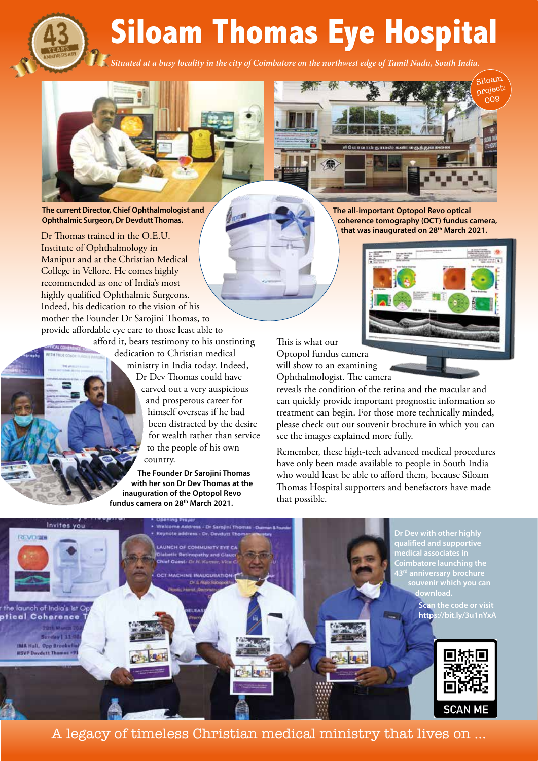# Siloam Thomas Eye Hospital

43 YEARS ANNIVERSARY

*Situated at a busy locality in the city of Coimbatore on the northwest edge of Tamil Nadu, South India.*

Siloam project: 009

**The current Director, Chief Ophthalmologist and Ophthalmic Surgeon, Dr Devdutt Thomas.**

Dr Thomas trained in the O.E.U. Institute of Ophthalmology in Manipur and at the Christian Medical College in Vellore. He comes highly recommended as one of India's most highly qualified Ophthalmic Surgeons. Indeed, his dedication to the vision of his mother the Founder Dr Sarojini Thomas, to provide affordable eye care to those least able to afford it, bears testimony to his unstinting dedication to Christian medical ministry in India today. Indeed, Dr Dev Thomas could have carved out a very auspicious and prosperous career for himself overseas if he had been distracted by the desire for wealth rather than service to the people of his own country.

**The Founder Dr Sarojini Thomas with her son Dr Dev Thomas at the inauguration of the Optopol Revo fundus camera on 28th March 2021.**

**The all-important Optopol Revo optical coherence tomography (OCT) fundus camera, that was inaugurated on 28th March 2021.**

This is what our Optopol fundus camera will show to an examining Ophthalmologist. The camera reveals the condition of the retina and the macular and can quickly provide important prognostic information so treatment can begin. For those more technically minded, please check out our souvenir brochure in which you can see the images explained more fully.

Remember, these high-tech advanced medical procedures have only been made available to people in South India who would least be able to afford them, because Siloam Thomas Hospital supporters and benefactors have made that possible.

**Dr Dev with other highly qualified and supportive medical associates in Coimbatore launching the 43rd anniversary brochure souvenir which you can download.**

**Scan the code or visit https://bit.ly/3u1nYxA**

SCAN ME

A legacy of timeless Christian medical ministry that lives on ...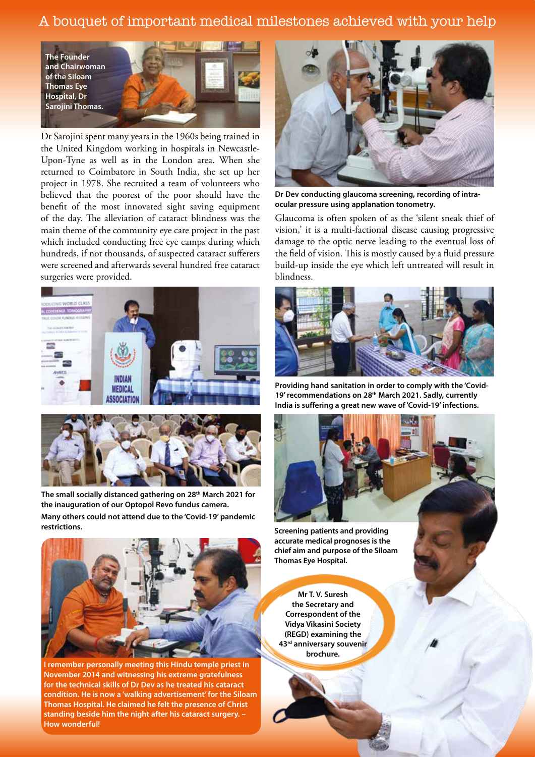# A bouquet of important medical milestones achieved with your help

**The Founder and Chairwoman of the Siloam Thomas Eye Hospital, Dr Sarojini Thomas.**

Dr Sarojini spent many years in the 1960s being trained in the United Kingdom working in hospitals in Newcastle-Upon-Tyne as well as in the London area. When she returned to Coimbatore in South India, she set up her project in 1978. She recruited a team of volunteers who believed that the poorest of the poor should have the benefit of the most innovated sight saving equipment of the day. The alleviation of cataract blindness was the main theme of the community eye care project in the past which included conducting free eye camps during which hundreds, if not thousands, of suspected cataract sufferers were screened and afterwards several hundred free cataract surgeries were provided.

**The small socially distanced gathering on 28th March 2021 for the inauguration of our Optopol Revo fundus camera.**

**Many others could not attend due to the 'Covid-19' pandemic restrictions.**

**I remember personally meeting this Hindu temple priest in November 2014 and witnessing his extreme gratefulness for the technical skills of Dr Dev as he treated his cataract condition. He is now a 'walking advertisement' for the Siloam Thomas Hospital. He claimed he felt the presence of Christ standing beside him the night after his cataract surgery. – How wonderful!**

**Dr Dev conducting glaucoma screening, recording of intra-ocular pressure using applanation tonometry.**

Glaucoma is often spoken of as the 'silent sneak thief of vision,' it is a multi-factional disease causing progressive damage to the optic nerve leading to the eventual loss of the field of vision. This is mostly caused by a fluid pressure build-up inside the eye which left untreated will result in blindness.

**Providing hand sanitation in order to comply with the 'Covid-19' recommendations on 28th March 2021. Sadly, currently India is suffering a great new wave of 'Covid-19' infections.**

**Screening patients and providing accurate medical prognoses is the chief aim and purpose of the Siloam Thomas Eye Hospital.**

**Mr T. V. Suresh the Secretary and Correspondent of the Vidya Vikasini Society (REGD) examining the 43rd anniversary souvenir brochure.**